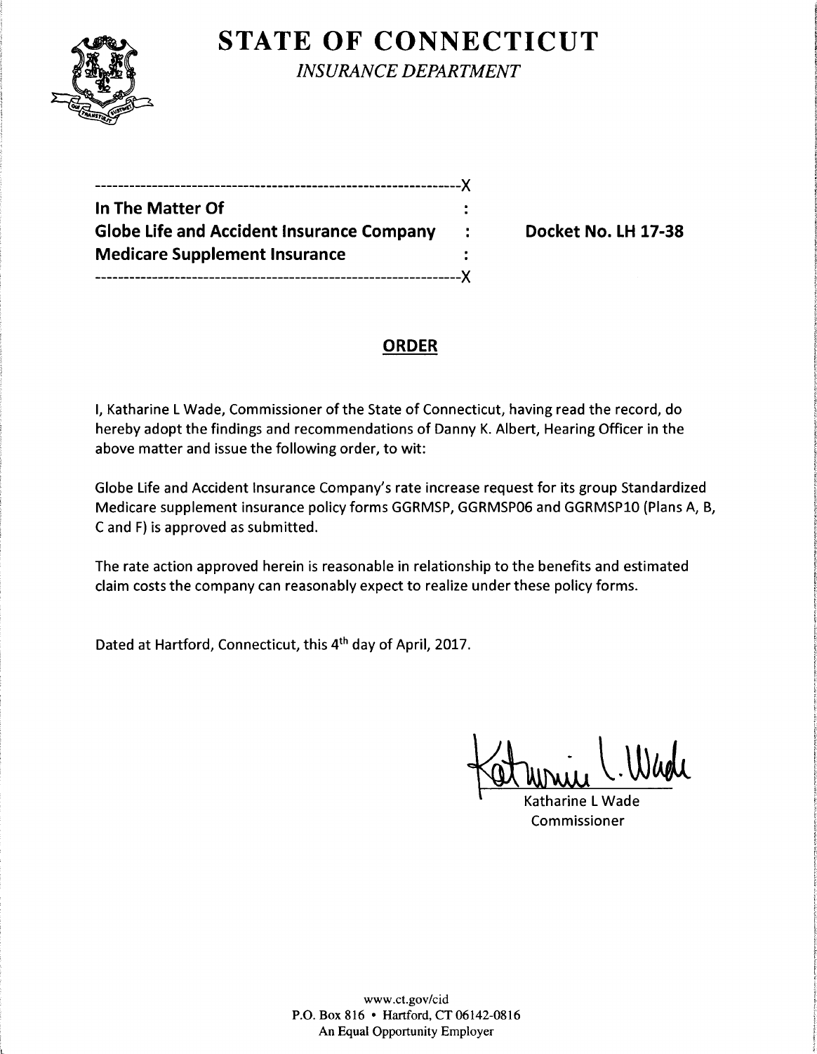# STATE OF CONNECTICUT

*INSURANCE DEPARTMENT*

---------------------------------------------------------------X

**In The Matter Of** :

**Globe Life and Accident Insurance Company** : **Docket No. LH 17-38**

**Medicare Supplement Insurance** :

---------------------------------------------------------------X

## ORDER

I, Katharine L Wade, Commissioner of the State of Connecticut, having read the record, do hereby adopt the findings and recommendations of Danny K. Albert, Hearing Officer in the above matter and issue the following order, to wit:

Globe Life and Accident Insurance Company's rate increase request for its group Standardized Medicare supplement insurance policy forms GGRMSP, GGRMSP06 and GGRMSP10 (Plans A, B, C and F) is approved as submitted.

The rate action approved herein is reasonable in relationship to the benefits and estimated claim costs the company can reasonably expect to realize under these policy forms.

Dated at Hartford, Connecticut, this 4th day of April, 2017.

Katharine L Wade
Commissioner

www.ct.gov/cid
P.O. Box 816 • Hartford, CT 06142-0816
An Equal Opportunity Employer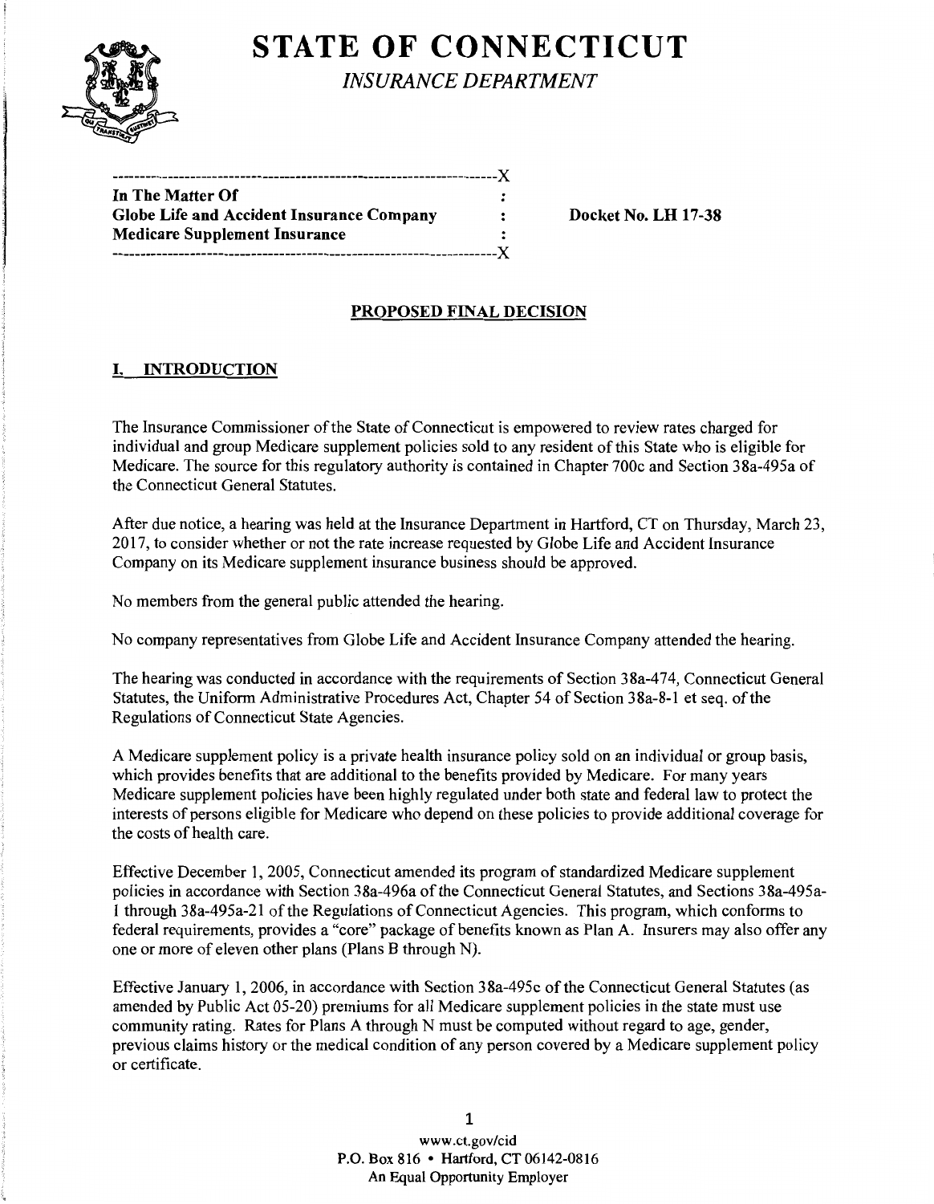# STATE OF CONNECTICUT

*INSURANCE DEPARTMENT*

```
---------------------------------------------------------------------X
In The Matter Of                                          :
Globe Life and Accident Insurance Company                 :
Medicare Supplement Insurance                             :
---------------------------------------------------------------------X
```

**In The Matter Of**
**Globe Life and Accident Insurance Company**
**Medicare Supplement Insurance**

**Docket No. LH 17-38**

## PROPOSED FINAL DECISION

### I. INTRODUCTION

The Insurance Commissioner of the State of Connecticut is empowered to review rates charged for individual and group Medicare supplement policies sold to any resident of this State who is eligible for Medicare. The source for this regulatory authority is contained in Chapter 700c and Section 38a-495a of the Connecticut General Statutes.

After due notice, a hearing was held at the Insurance Department in Hartford, CT on Thursday, March 23, 2017, to consider whether or not the rate increase requested by Globe Life and Accident Insurance Company on its Medicare supplement insurance business should be approved.

No members from the general public attended the hearing.

No company representatives from Globe Life and Accident Insurance Company attended the hearing.

The hearing was conducted in accordance with the requirements of Section 38a-474, Connecticut General Statutes, the Uniform Administrative Procedures Act, Chapter 54 of Section 38a-8-1 et seq. of the Regulations of Connecticut State Agencies.

A Medicare supplement policy is a private health insurance policy sold on an individual or group basis, which provides benefits that are additional to the benefits provided by Medicare. For many years Medicare supplement policies have been highly regulated under both state and federal law to protect the interests of persons eligible for Medicare who depend on these policies to provide additional coverage for the costs of health care.

Effective December 1, 2005, Connecticut amended its program of standardized Medicare supplement policies in accordance with Section 38a-496a of the Connecticut General Statutes, and Sections 38a-495a-1 through 38a-495a-21 of the Regulations of Connecticut Agencies. This program, which conforms to federal requirements, provides a "core" package of benefits known as Plan A. Insurers may also offer any one or more of eleven other plans (Plans B through N).

Effective January 1, 2006, in accordance with Section 38a-495c of the Connecticut General Statutes (as amended by Public Act 05-20) premiums for all Medicare supplement policies in the state must use community rating. Rates for Plans A through N must be computed without regard to age, gender, previous claims history or the medical condition of any person covered by a Medicare supplement policy or certificate.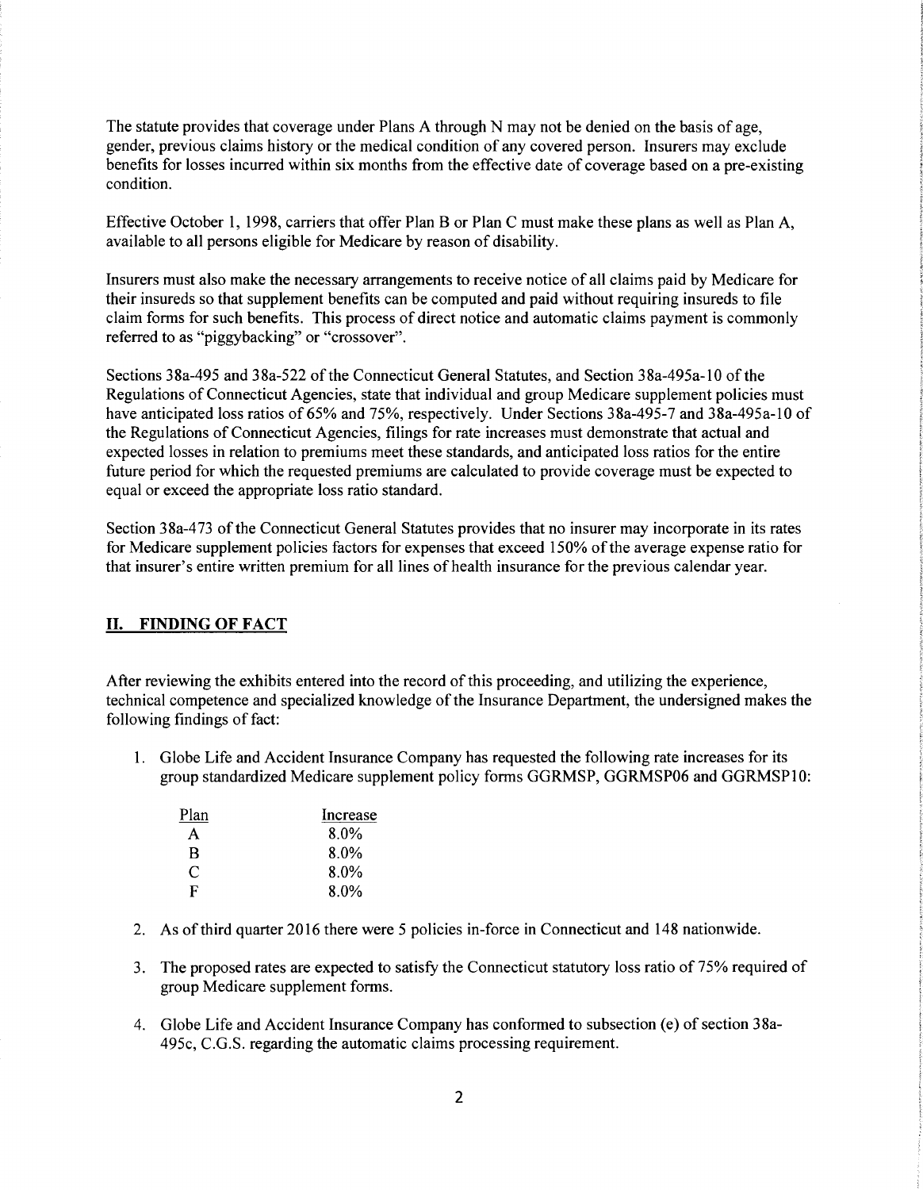The statute provides that coverage under Plans A through N may not be denied on the basis of age, gender, previous claims history or the medical condition of any covered person. Insurers may exclude benefits for losses incurred within six months from the effective date of coverage based on a pre-existing condition.

Effective October 1, 1998, carriers that offer Plan B or Plan C must make these plans as well as Plan A, available to all persons eligible for Medicare by reason of disability.

Insurers must also make the necessary arrangements to receive notice of all claims paid by Medicare for their insureds so that supplement benefits can be computed and paid without requiring insureds to file claim forms for such benefits. This process of direct notice and automatic claims payment is commonly referred to as "piggybacking" or "crossover".

Sections 38a-495 and 38a-522 of the Connecticut General Statutes, and Section 38a-495a-10 of the Regulations of Connecticut Agencies, state that individual and group Medicare supplement policies must have anticipated loss ratios of 65% and 75%, respectively. Under Sections 38a-495-7 and 38a-495a-10 of the Regulations of Connecticut Agencies, filings for rate increases must demonstrate that actual and expected losses in relation to premiums meet these standards, and anticipated loss ratios for the entire future period for which the requested premiums are calculated to provide coverage must be expected to equal or exceed the appropriate loss ratio standard.

Section 38a-473 of the Connecticut General Statutes provides that no insurer may incorporate in its rates for Medicare supplement policies factors for expenses that exceed 150% of the average expense ratio for that insurer's entire written premium for all lines of health insurance for the previous calendar year.

## II. FINDING OF FACT

After reviewing the exhibits entered into the record of this proceeding, and utilizing the experience, technical competence and specialized knowledge of the Insurance Department, the undersigned makes the following findings of fact:

1. Globe Life and Accident Insurance Company has requested the following rate increases for its group standardized Medicare supplement policy forms GGRMSP, GGRMSP06 and GGRMSP10:

| Plan | Increase |
|---|---|
| A | 8.0% |
| B | 8.0% |
| C | 8.0% |
| F | 8.0% |

2. As of third quarter 2016 there were 5 policies in-force in Connecticut and 148 nationwide.

3. The proposed rates are expected to satisfy the Connecticut statutory loss ratio of 75% required of group Medicare supplement forms.

4. Globe Life and Accident Insurance Company has conformed to subsection (e) of section 38a-495c, C.G.S. regarding the automatic claims processing requirement.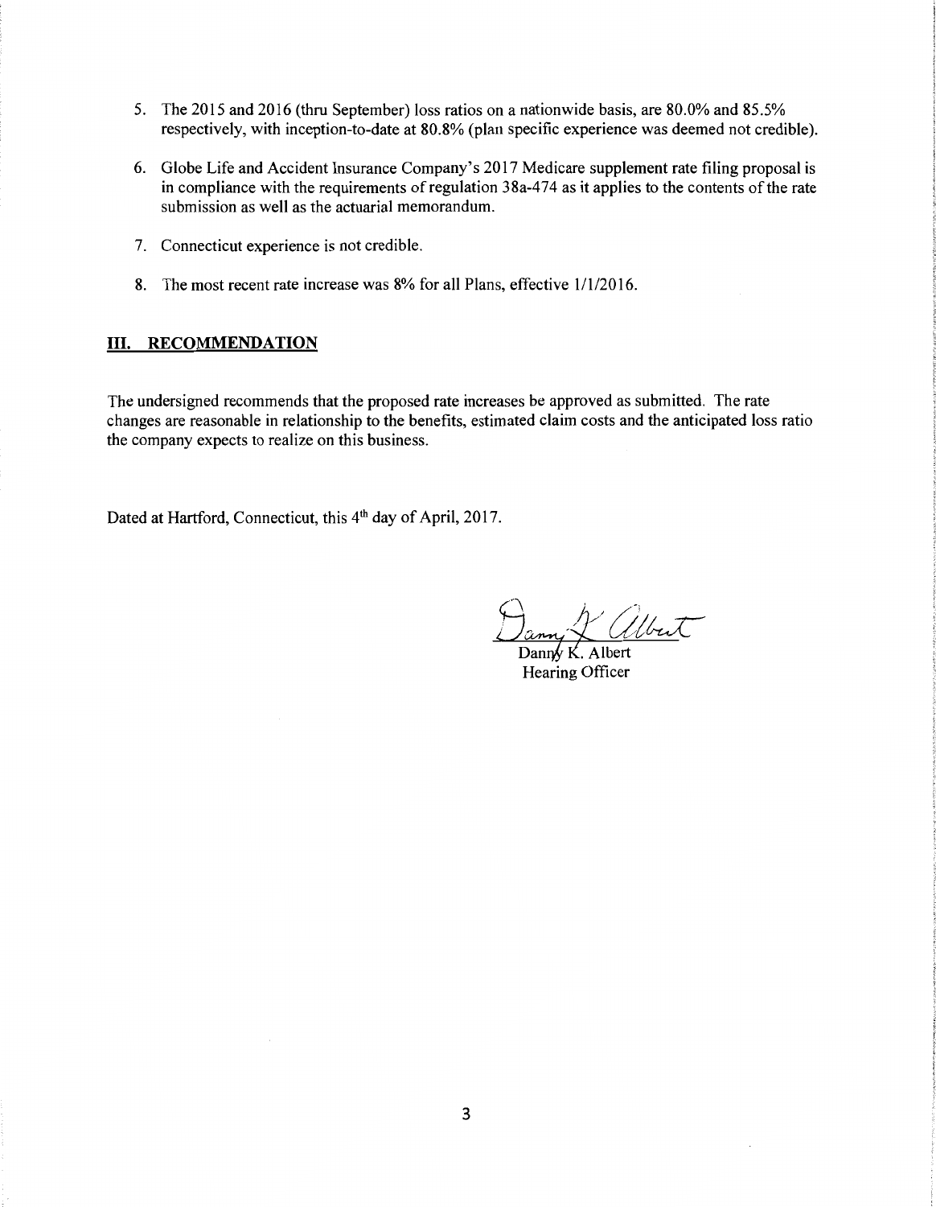5. The 2015 and 2016 (thru September) loss ratios on a nationwide basis, are 80.0% and 85.5% respectively, with inception-to-date at 80.8% (plan specific experience was deemed not credible).

6. Globe Life and Accident Insurance Company's 2017 Medicare supplement rate filing proposal is in compliance with the requirements of regulation 38a-474 as it applies to the contents of the rate submission as well as the actuarial memorandum.

7. Connecticut experience is not credible.

8. The most recent rate increase was 8% for all Plans, effective 1/1/2016.

## III. RECOMMENDATION

The undersigned recommends that the proposed rate increases be approved as submitted. The rate changes are reasonable in relationship to the benefits, estimated claim costs and the anticipated loss ratio the company expects to realize on this business.

Dated at Hartford, Connecticut, this 4th day of April, 2017.

Danny K. Albert
Hearing Officer